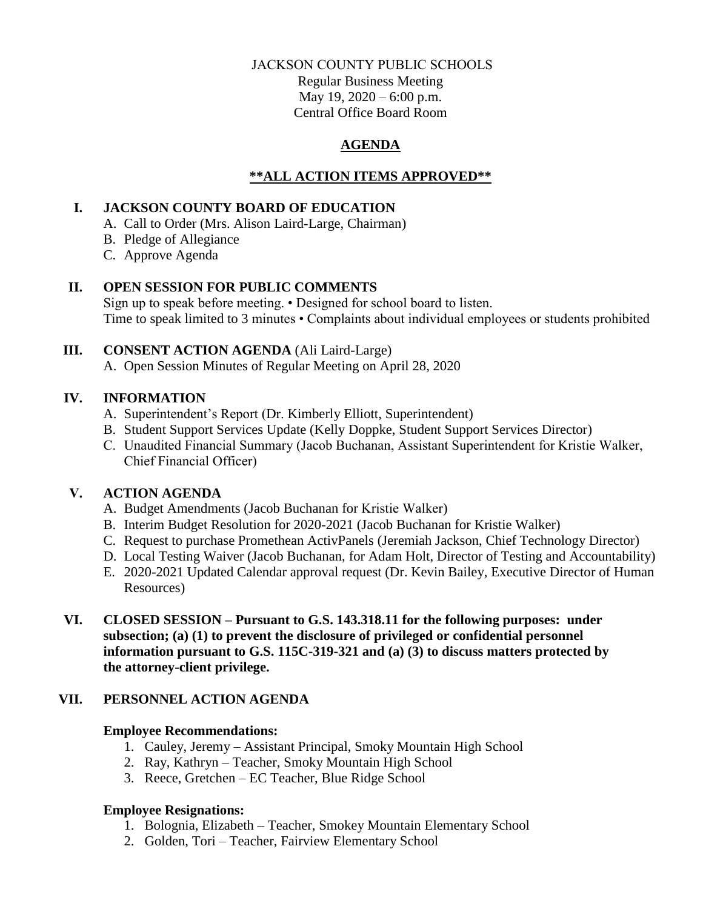JACKSON COUNTY PUBLIC SCHOOLS
Regular Business Meeting
May 19, 2020 – 6:00 p.m.
Central Office Board Room

# AGENDA

## \*\*ALL ACTION ITEMS APPROVED\*\*

## I. JACKSON COUNTY BOARD OF EDUCATION

A. Call to Order (Mrs. Alison Laird-Large, Chairman)
B. Pledge of Allegiance
C. Approve Agenda

## II. OPEN SESSION FOR PUBLIC COMMENTS

Sign up to speak before meeting. • Designed for school board to listen.
Time to speak limited to 3 minutes • Complaints about individual employees or students prohibited

## III. CONSENT ACTION AGENDA (Ali Laird-Large)

A. Open Session Minutes of Regular Meeting on April 28, 2020

## IV. INFORMATION

A. Superintendent's Report (Dr. Kimberly Elliott, Superintendent)
B. Student Support Services Update (Kelly Doppke, Student Support Services Director)
C. Unaudited Financial Summary (Jacob Buchanan, Assistant Superintendent for Kristie Walker, Chief Financial Officer)

## V. ACTION AGENDA

A. Budget Amendments (Jacob Buchanan for Kristie Walker)
B. Interim Budget Resolution for 2020-2021 (Jacob Buchanan for Kristie Walker)
C. Request to purchase Promethean ActivPanels (Jeremiah Jackson, Chief Technology Director)
D. Local Testing Waiver (Jacob Buchanan, for Adam Holt, Director of Testing and Accountability)
E. 2020-2021 Updated Calendar approval request (Dr. Kevin Bailey, Executive Director of Human Resources)

## VI. CLOSED SESSION – Pursuant to G.S. 143.318.11 for the following purposes: under subsection; (a) (1) to prevent the disclosure of privileged or confidential personnel information pursuant to G.S. 115C-319-321 and (a) (3) to discuss matters protected by the attorney-client privilege.

## VII. PERSONNEL ACTION AGENDA

**Employee Recommendations:**

1. Cauley, Jeremy – Assistant Principal, Smoky Mountain High School
2. Ray, Kathryn – Teacher, Smoky Mountain High School
3. Reece, Gretchen – EC Teacher, Blue Ridge School

**Employee Resignations:**

1. Bolognia, Elizabeth – Teacher, Smokey Mountain Elementary School
2. Golden, Tori – Teacher, Fairview Elementary School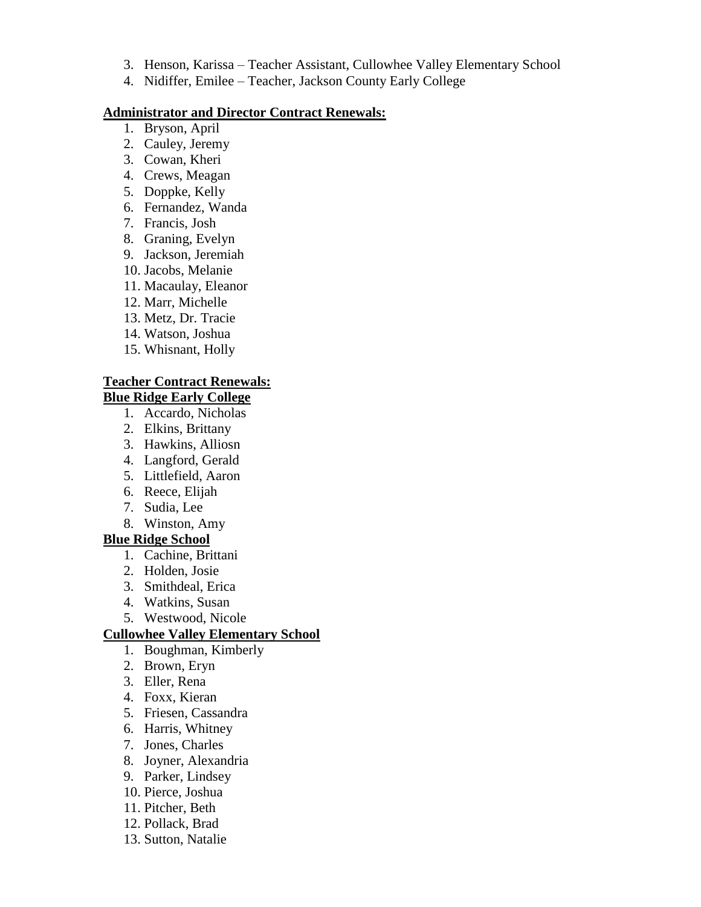3. Henson, Karissa – Teacher Assistant, Cullowhee Valley Elementary School
4. Nidiffer, Emilee – Teacher, Jackson County Early College

**Administrator and Director Contract Renewals:**

1. Bryson, April
2. Cauley, Jeremy
3. Cowan, Kheri
4. Crews, Meagan
5. Doppke, Kelly
6. Fernandez, Wanda
7. Francis, Josh
8. Graning, Evelyn
9. Jackson, Jeremiah
10. Jacobs, Melanie
11. Macaulay, Eleanor
12. Marr, Michelle
13. Metz, Dr. Tracie
14. Watson, Joshua
15. Whisnant, Holly

**Teacher Contract Renewals:**

**Blue Ridge Early College**

1. Accardo, Nicholas
2. Elkins, Brittany
3. Hawkins, Alliosn
4. Langford, Gerald
5. Littlefield, Aaron
6. Reece, Elijah
7. Sudia, Lee
8. Winston, Amy

**Blue Ridge School**

1. Cachine, Brittani
2. Holden, Josie
3. Smithdeal, Erica
4. Watkins, Susan
5. Westwood, Nicole

**Cullowhee Valley Elementary School**

1. Boughman, Kimberly
2. Brown, Eryn
3. Eller, Rena
4. Foxx, Kieran
5. Friesen, Cassandra
6. Harris, Whitney
7. Jones, Charles
8. Joyner, Alexandria
9. Parker, Lindsey
10. Pierce, Joshua
11. Pitcher, Beth
12. Pollack, Brad
13. Sutton, Natalie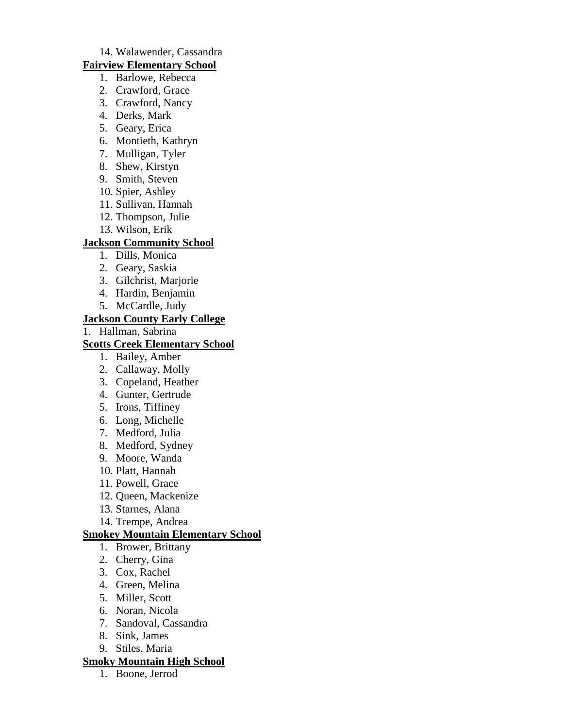14. Walawender, Cassandra

**Fairview Elementary School**

1. Barlowe, Rebecca
2. Crawford, Grace
3. Crawford, Nancy
4. Derks, Mark
5. Geary, Erica
6. Montieth, Kathryn
7. Mulligan, Tyler
8. Shew, Kirstyn
9. Smith, Steven
10. Spier, Ashley
11. Sullivan, Hannah
12. Thompson, Julie
13. Wilson, Erik

**Jackson Community School**

1. Dills, Monica
2. Geary, Saskia
3. Gilchrist, Marjorie
4. Hardin, Benjamin
5. McCardle, Judy

**Jackson County Early College**

1. Hallman, Sabrina

**Scotts Creek Elementary School**

1. Bailey, Amber
2. Callaway, Molly
3. Copeland, Heather
4. Gunter, Gertrude
5. Irons, Tiffiney
6. Long, Michelle
7. Medford, Julia
8. Medford, Sydney
9. Moore, Wanda
10. Platt, Hannah
11. Powell, Grace
12. Queen, Mackenize
13. Starnes, Alana
14. Trempe, Andrea

**Smokey Mountain Elementary School**

1. Brower, Brittany
2. Cherry, Gina
3. Cox, Rachel
4. Green, Melina
5. Miller, Scott
6. Noran, Nicola
7. Sandoval, Cassandra
8. Sink, James
9. Stiles, Maria

**Smoky Mountain High School**

1. Boone, Jerrod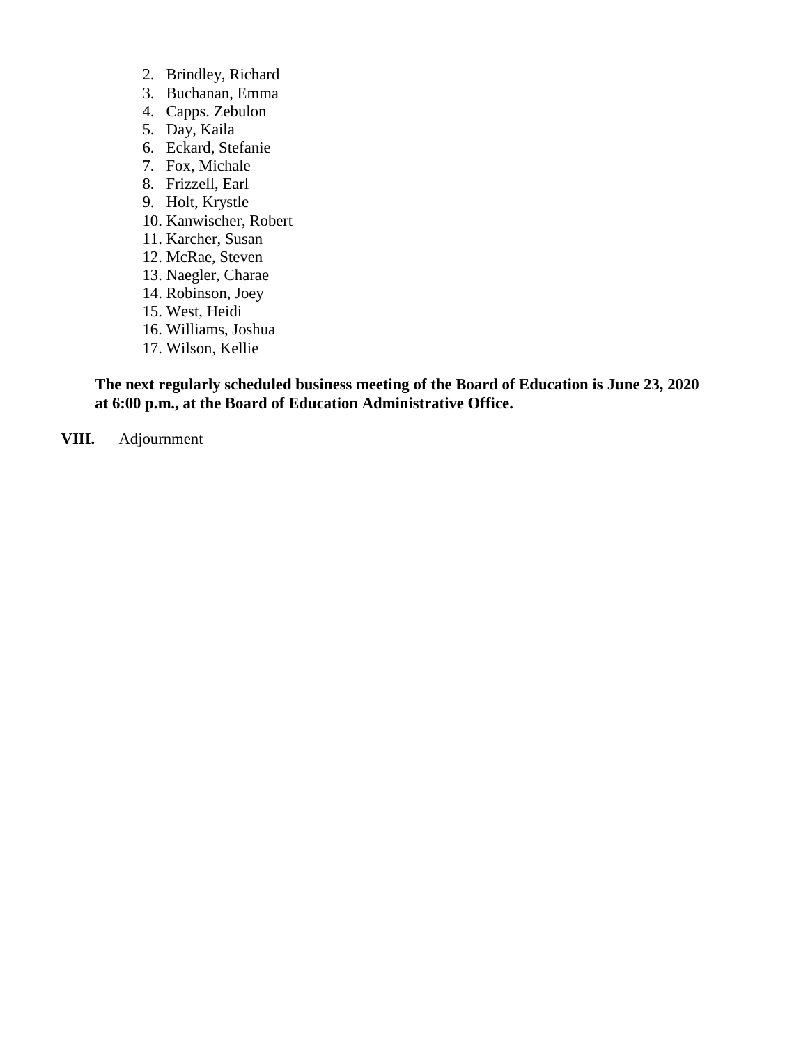2. Brindley, Richard
3. Buchanan, Emma
4. Capps. Zebulon
5. Day, Kaila
6. Eckard, Stefanie
7. Fox, Michale
8. Frizzell, Earl
9. Holt, Krystle
10. Kanwischer, Robert
11. Karcher, Susan
12. McRae, Steven
13. Naegler, Charae
14. Robinson, Joey
15. West, Heidi
16. Williams, Joshua
17. Wilson, Kellie

**The next regularly scheduled business meeting of the Board of Education is June 23, 2020 at 6:00 p.m., at the Board of Education Administrative Office.**

**VIII.** Adjournment